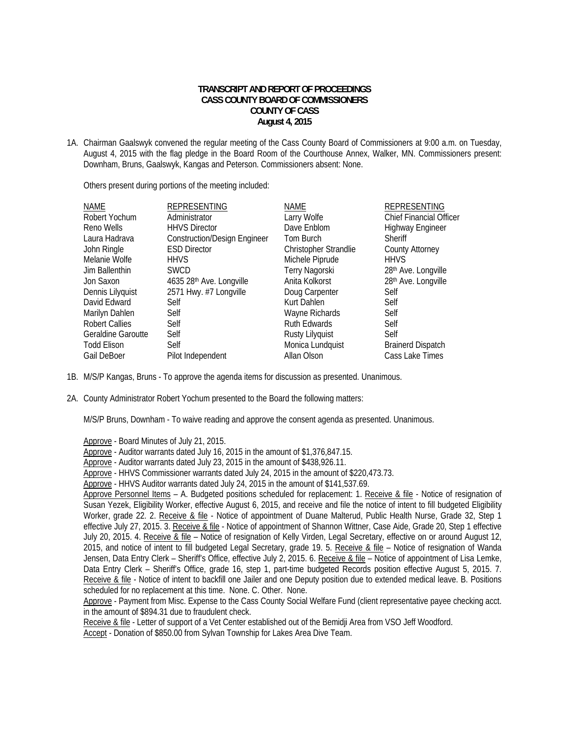**TRANSCRIPT AND REPORT OF PROCEEDINGS**
**CASS COUNTY BOARD OF COMMISSIONERS**
**COUNTY OF CASS**
**August 4, 2015**

1A. Chairman Gaalswyk convened the regular meeting of the Cass County Board of Commissioners at 9:00 a.m. on Tuesday, August 4, 2015 with the flag pledge in the Board Room of the Courthouse Annex, Walker, MN. Commissioners present: Downham, Bruns, Gaalswyk, Kangas and Peterson. Commissioners absent: None.

Others present during portions of the meeting included:

| NAME | REPRESENTING | NAME | REPRESENTING |
|---|---|---|---|
| Robert Yochum | Administrator | Larry Wolfe | Chief Financial Officer |
| Reno Wells | HHVS Director | Dave Enblom | Highway Engineer |
| Laura Hadrava | Construction/Design Engineer | Tom Burch | Sheriff |
| John Ringle | ESD Director | Christopher Strandlie | County Attorney |
| Melanie Wolfe | HHVS | Michele Piprude | HHVS |
| Jim Ballenthin | SWCD | Terry Nagorski | 28th Ave. Longville |
| Jon Saxon | 4635 28th Ave. Longville | Anita Kolkorst | 28th Ave. Longville |
| Dennis Lilyquist | 2571 Hwy. #7 Longville | Doug Carpenter | Self |
| David Edward | Self | Kurt Dahlen | Self |
| Marilyn Dahlen | Self | Wayne Richards | Self |
| Robert Callies | Self | Ruth Edwards | Self |
| Geraldine Garoutte | Self | Rusty Lilyquist | Self |
| Todd Elison | Self | Monica Lundquist | Brainerd Dispatch |
| Gail DeBoer | Pilot Independent | Allan Olson | Cass Lake Times |

1B. M/S/P Kangas, Bruns - To approve the agenda items for discussion as presented. Unanimous.

2A. County Administrator Robert Yochum presented to the Board the following matters:

M/S/P Bruns, Downham - To waive reading and approve the consent agenda as presented. Unanimous.

Approve - Board Minutes of July 21, 2015.
Approve - Auditor warrants dated July 16, 2015 in the amount of $1,376,847.15.
Approve - Auditor warrants dated July 23, 2015 in the amount of $438,926.11.
Approve - HHVS Commissioner warrants dated July 24, 2015 in the amount of $220,473.73.
Approve - HHVS Auditor warrants dated July 24, 2015 in the amount of $141,537.69.
Approve Personnel Items – A. Budgeted positions scheduled for replacement: 1. Receive & file - Notice of resignation of Susan Yezek, Eligibility Worker, effective August 6, 2015, and receive and file the notice of intent to fill budgeted Eligibility Worker, grade 22. 2. Receive & file - Notice of appointment of Duane Malterud, Public Health Nurse, Grade 32, Step 1 effective July 27, 2015. 3. Receive & file - Notice of appointment of Shannon Wittner, Case Aide, Grade 20, Step 1 effective July 20, 2015. 4. Receive & file – Notice of resignation of Kelly Virden, Legal Secretary, effective on or around August 12, 2015, and notice of intent to fill budgeted Legal Secretary, grade 19. 5. Receive & file – Notice of resignation of Wanda Jensen, Data Entry Clerk – Sheriff's Office, effective July 2, 2015. 6. Receive & file – Notice of appointment of Lisa Lemke, Data Entry Clerk – Sheriff's Office, grade 16, step 1, part-time budgeted Records position effective August 5, 2015. 7. Receive & file - Notice of intent to backfill one Jailer and one Deputy position due to extended medical leave. B. Positions scheduled for no replacement at this time. None. C. Other. None.
Approve - Payment from Misc. Expense to the Cass County Social Welfare Fund (client representative payee checking acct. in the amount of $894.31 due to fraudulent check.
Receive & file - Letter of support of a Vet Center established out of the Bemidji Area from VSO Jeff Woodford.
Accept - Donation of $850.00 from Sylvan Township for Lakes Area Dive Team.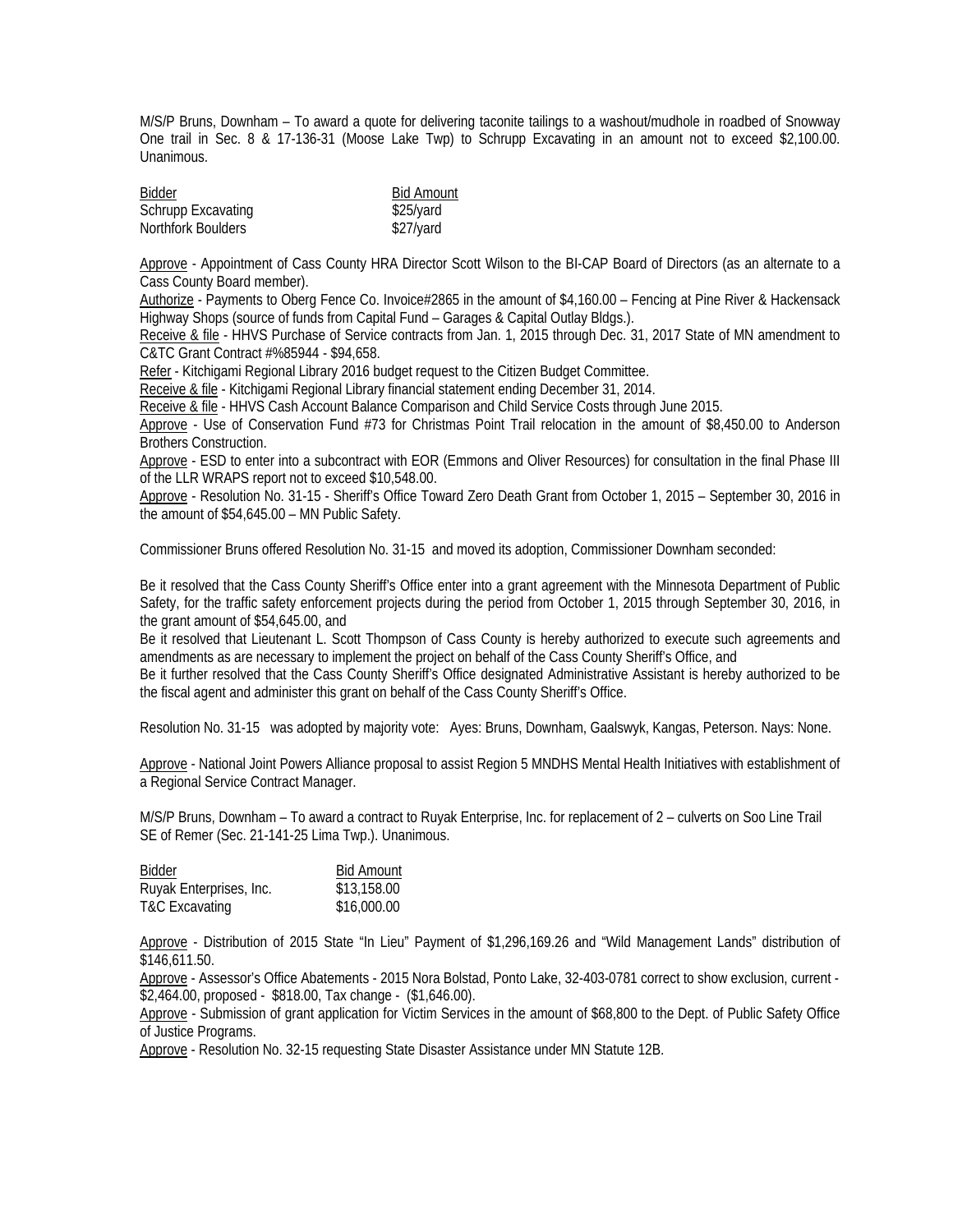M/S/P Bruns, Downham – To award a quote for delivering taconite tailings to a washout/mudhole in roadbed of Snowway One trail in Sec. 8 & 17-136-31 (Moose Lake Twp) to Schrupp Excavating in an amount not to exceed $2,100.00. Unanimous.

| Bidder | Bid Amount |
|---|---|
| Schrupp Excavating | $25/yard |
| Northfork Boulders | $27/yard |

Approve - Appointment of Cass County HRA Director Scott Wilson to the BI-CAP Board of Directors (as an alternate to a Cass County Board member).

Authorize - Payments to Oberg Fence Co. Invoice#2865 in the amount of $4,160.00 – Fencing at Pine River & Hackensack Highway Shops (source of funds from Capital Fund – Garages & Capital Outlay Bldgs.).

Receive & file - HHVS Purchase of Service contracts from Jan. 1, 2015 through Dec. 31, 2017 State of MN amendment to C&TC Grant Contract #%85944 - $94,658.

Refer - Kitchigami Regional Library 2016 budget request to the Citizen Budget Committee.

Receive & file - Kitchigami Regional Library financial statement ending December 31, 2014.

Receive & file - HHVS Cash Account Balance Comparison and Child Service Costs through June 2015.

Approve - Use of Conservation Fund #73 for Christmas Point Trail relocation in the amount of $8,450.00 to Anderson Brothers Construction.

Approve - ESD to enter into a subcontract with EOR (Emmons and Oliver Resources) for consultation in the final Phase III of the LLR WRAPS report not to exceed $10,548.00.

Approve - Resolution No. 31-15 - Sheriff's Office Toward Zero Death Grant from October 1, 2015 – September 30, 2016 in the amount of $54,645.00 – MN Public Safety.

Commissioner Bruns offered Resolution No. 31-15 and moved its adoption, Commissioner Downham seconded:

Be it resolved that the Cass County Sheriff's Office enter into a grant agreement with the Minnesota Department of Public Safety, for the traffic safety enforcement projects during the period from October 1, 2015 through September 30, 2016, in the grant amount of $54,645.00, and

Be it resolved that Lieutenant L. Scott Thompson of Cass County is hereby authorized to execute such agreements and amendments as are necessary to implement the project on behalf of the Cass County Sheriff's Office, and

Be it further resolved that the Cass County Sheriff's Office designated Administrative Assistant is hereby authorized to be the fiscal agent and administer this grant on behalf of the Cass County Sheriff's Office.

Resolution No. 31-15 was adopted by majority vote: Ayes: Bruns, Downham, Gaalswyk, Kangas, Peterson. Nays: None.

Approve - National Joint Powers Alliance proposal to assist Region 5 MNDHS Mental Health Initiatives with establishment of a Regional Service Contract Manager.

M/S/P Bruns, Downham – To award a contract to Ruyak Enterprise, Inc. for replacement of 2 – culverts on Soo Line Trail SE of Remer (Sec. 21-141-25 Lima Twp.). Unanimous.

| Bidder | Bid Amount |
|---|---|
| Ruyak Enterprises, Inc. | $13,158.00 |
| T&C Excavating | $16,000.00 |

Approve - Distribution of 2015 State "In Lieu" Payment of $1,296,169.26 and "Wild Management Lands" distribution of $146,611.50.

Approve - Assessor's Office Abatements - 2015 Nora Bolstad, Ponto Lake, 32-403-0781 correct to show exclusion, current - $2,464.00, proposed - $818.00, Tax change - ($1,646.00).

Approve - Submission of grant application for Victim Services in the amount of $68,800 to the Dept. of Public Safety Office of Justice Programs.

Approve - Resolution No. 32-15 requesting State Disaster Assistance under MN Statute 12B.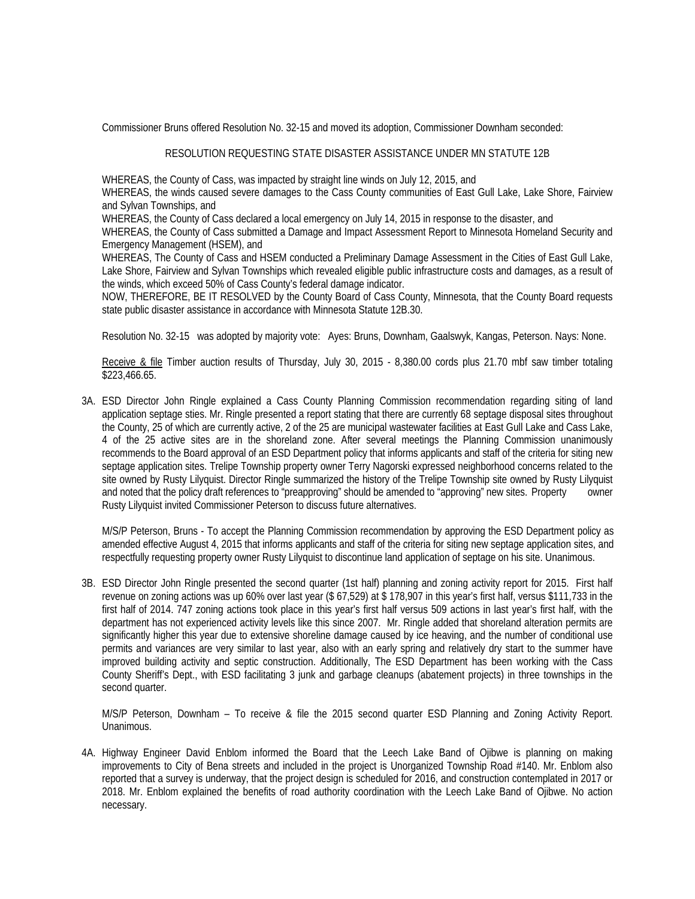Commissioner Bruns offered Resolution No. 32-15 and moved its adoption, Commissioner Downham seconded:

RESOLUTION REQUESTING STATE DISASTER ASSISTANCE UNDER MN STATUTE 12B

WHEREAS, the County of Cass, was impacted by straight line winds on July 12, 2015, and
WHEREAS, the winds caused severe damages to the Cass County communities of East Gull Lake, Lake Shore, Fairview and Sylvan Townships, and
WHEREAS, the County of Cass declared a local emergency on July 14, 2015 in response to the disaster, and
WHEREAS, the County of Cass submitted a Damage and Impact Assessment Report to Minnesota Homeland Security and Emergency Management (HSEM), and
WHEREAS, The County of Cass and HSEM conducted a Preliminary Damage Assessment in the Cities of East Gull Lake, Lake Shore, Fairview and Sylvan Townships which revealed eligible public infrastructure costs and damages, as a result of the winds, which exceed 50% of Cass County's federal damage indicator.
NOW, THEREFORE, BE IT RESOLVED by the County Board of Cass County, Minnesota, that the County Board requests state public disaster assistance in accordance with Minnesota Statute 12B.30.

Resolution No. 32-15 was adopted by majority vote: Ayes: Bruns, Downham, Gaalswyk, Kangas, Peterson. Nays: None.

Receive & file Timber auction results of Thursday, July 30, 2015 - 8,380.00 cords plus 21.70 mbf saw timber totaling $223,466.65.

3A. ESD Director John Ringle explained a Cass County Planning Commission recommendation regarding siting of land application septage sties. Mr. Ringle presented a report stating that there are currently 68 septage disposal sites throughout the County, 25 of which are currently active, 2 of the 25 are municipal wastewater facilities at East Gull Lake and Cass Lake, 4 of the 25 active sites are in the shoreland zone. After several meetings the Planning Commission unanimously recommends to the Board approval of an ESD Department policy that informs applicants and staff of the criteria for siting new septage application sites. Trelipe Township property owner Terry Nagorski expressed neighborhood concerns related to the site owned by Rusty Lilyquist. Director Ringle summarized the history of the Trelipe Township site owned by Rusty Lilyquist and noted that the policy draft references to "preapproving" should be amended to "approving" new sites. Property owner Rusty Lilyquist invited Commissioner Peterson to discuss future alternatives.

M/S/P Peterson, Bruns - To accept the Planning Commission recommendation by approving the ESD Department policy as amended effective August 4, 2015 that informs applicants and staff of the criteria for siting new septage application sites, and respectfully requesting property owner Rusty Lilyquist to discontinue land application of septage on his site. Unanimous.

3B. ESD Director John Ringle presented the second quarter (1st half) planning and zoning activity report for 2015. First half revenue on zoning actions was up 60% over last year ($ 67,529) at $ 178,907 in this year's first half, versus $111,733 in the first half of 2014. 747 zoning actions took place in this year's first half versus 509 actions in last year's first half, with the department has not experienced activity levels like this since 2007. Mr. Ringle added that shoreland alteration permits are significantly higher this year due to extensive shoreline damage caused by ice heaving, and the number of conditional use permits and variances are very similar to last year, also with an early spring and relatively dry start to the summer have improved building activity and septic construction. Additionally, The ESD Department has been working with the Cass County Sheriff's Dept., with ESD facilitating 3 junk and garbage cleanups (abatement projects) in three townships in the second quarter.

M/S/P Peterson, Downham – To receive & file the 2015 second quarter ESD Planning and Zoning Activity Report. Unanimous.

4A. Highway Engineer David Enblom informed the Board that the Leech Lake Band of Ojibwe is planning on making improvements to City of Bena streets and included in the project is Unorganized Township Road #140. Mr. Enblom also reported that a survey is underway, that the project design is scheduled for 2016, and construction contemplated in 2017 or 2018. Mr. Enblom explained the benefits of road authority coordination with the Leech Lake Band of Ojibwe. No action necessary.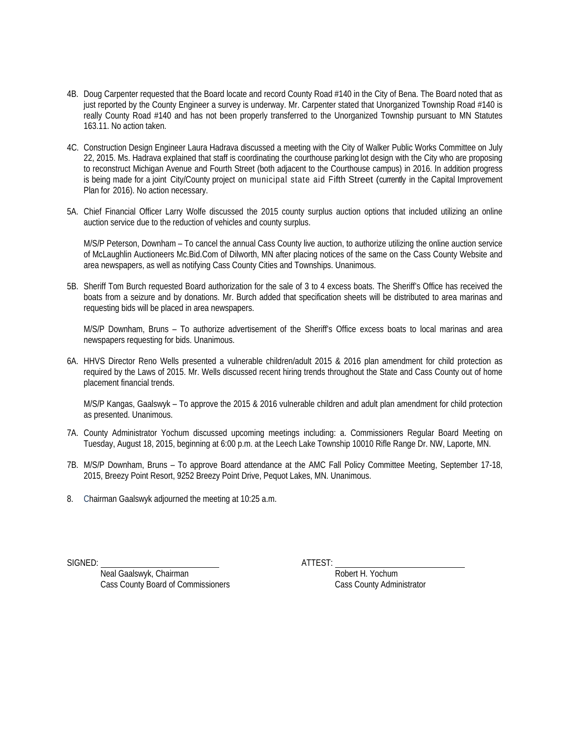4B. Doug Carpenter requested that the Board locate and record County Road #140 in the City of Bena. The Board noted that as just reported by the County Engineer a survey is underway. Mr. Carpenter stated that Unorganized Township Road #140 is really County Road #140 and has not been properly transferred to the Unorganized Township pursuant to MN Statutes 163.11. No action taken.

4C. Construction Design Engineer Laura Hadrava discussed a meeting with the City of Walker Public Works Committee on July 22, 2015. Ms. Hadrava explained that staff is coordinating the courthouse parking lot design with the City who are proposing to reconstruct Michigan Avenue and Fourth Street (both adjacent to the Courthouse campus) in 2016. In addition progress is being made for a joint City/County project on municipal state aid Fifth Street (currently in the Capital Improvement Plan for 2016). No action necessary.

5A. Chief Financial Officer Larry Wolfe discussed the 2015 county surplus auction options that included utilizing an online auction service due to the reduction of vehicles and county surplus.

M/S/P Peterson, Downham – To cancel the annual Cass County live auction, to authorize utilizing the online auction service of McLaughlin Auctioneers Mc.Bid.Com of Dilworth, MN after placing notices of the same on the Cass County Website and area newspapers, as well as notifying Cass County Cities and Townships. Unanimous.

5B. Sheriff Tom Burch requested Board authorization for the sale of 3 to 4 excess boats. The Sheriff's Office has received the boats from a seizure and by donations. Mr. Burch added that specification sheets will be distributed to area marinas and requesting bids will be placed in area newspapers.

M/S/P Downham, Bruns – To authorize advertisement of the Sheriff's Office excess boats to local marinas and area newspapers requesting for bids. Unanimous.

6A. HHVS Director Reno Wells presented a vulnerable children/adult 2015 & 2016 plan amendment for child protection as required by the Laws of 2015. Mr. Wells discussed recent hiring trends throughout the State and Cass County out of home placement financial trends.

M/S/P Kangas, Gaalswyk – To approve the 2015 & 2016 vulnerable children and adult plan amendment for child protection as presented. Unanimous.

7A. County Administrator Yochum discussed upcoming meetings including: a. Commissioners Regular Board Meeting on Tuesday, August 18, 2015, beginning at 6:00 p.m. at the Leech Lake Township 10010 Rifle Range Dr. NW, Laporte, MN.

7B. M/S/P Downham, Bruns – To approve Board attendance at the AMC Fall Policy Committee Meeting, September 17-18, 2015, Breezy Point Resort, 9252 Breezy Point Drive, Pequot Lakes, MN. Unanimous.

8. Chairman Gaalswyk adjourned the meeting at 10:25 a.m.

SIGNED: ____________________________
Neal Gaalswyk, Chairman
Cass County Board of Commissioners

ATTEST: ____________________________
Robert H. Yochum
Cass County Administrator